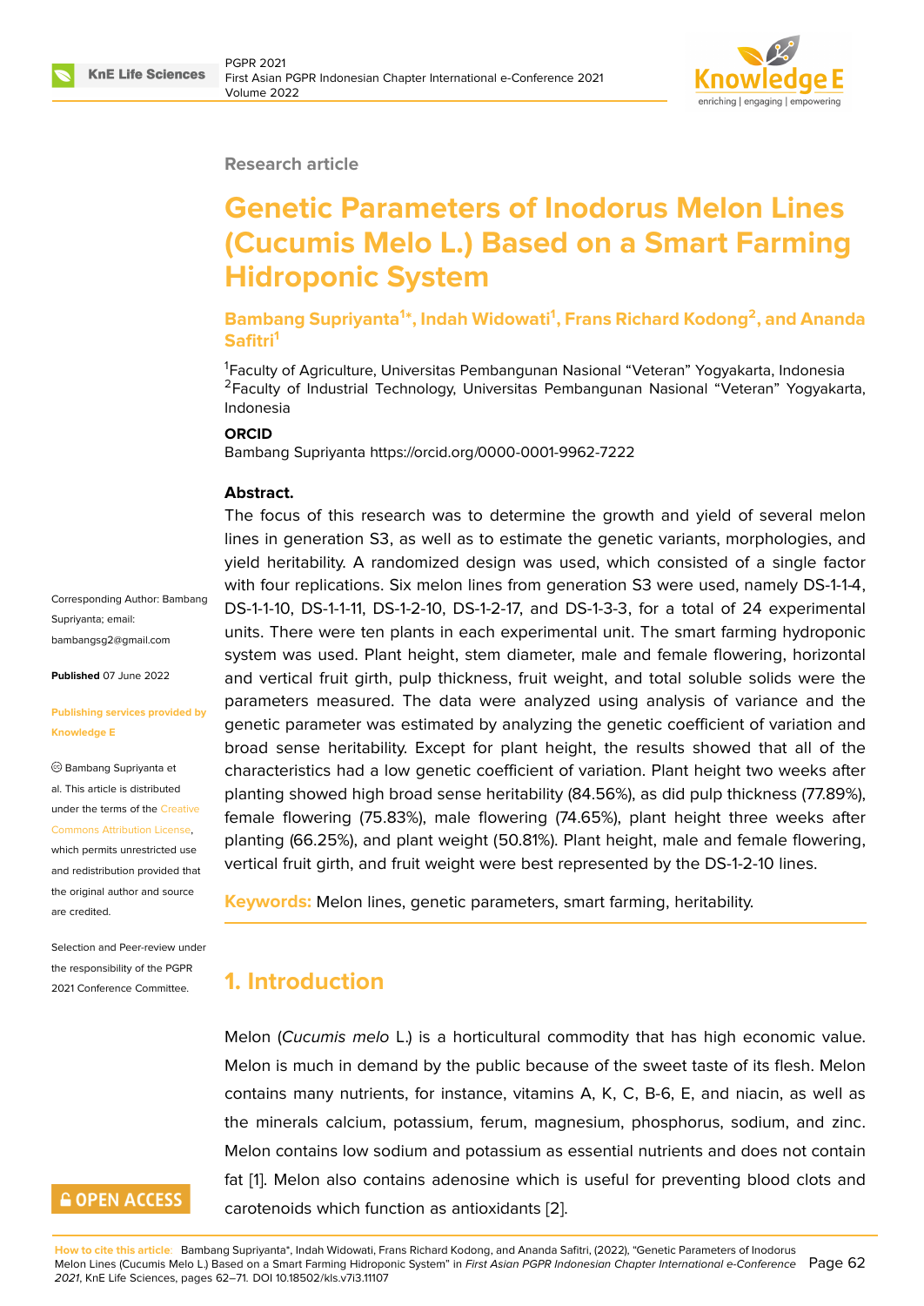Research article

# Genetic Parameters of Inodorus Melon Lines (Cucumis Melo L.) Based on a Smart Farming Hidroponic System

**Bambang Supriyanta[1]*, Indah Widowati[1], Frans Richard Kodong[2], and Ananda Safitri[1]**

[1]Faculty of Agriculture, Universitas Pembangunan Nasional “Veteran” Yogyakarta, Indonesia
[2]Faculty of Industrial Technology, Universitas Pembangunan Nasional “Veteran” Yogyakarta, Indonesia

**ORCID**

Bambang Supriyanta https://orcid.org/0000-0001-9962-7222

Corresponding Author: Bambang Supriyanta; email: bambangsg2@gmail.com

**Published** 07 June 2022

**Publishing services provided by Knowledge E**

© Bambang Supriyanta et al. This article is distributed under the terms of the Creative Commons Attribution License, which permits unrestricted use and redistribution provided that the original author and source are credited.

Selection and Peer-review under the responsibility of the PGPR 2021 Conference Committee.

**Abstract.**

The focus of this research was to determine the growth and yield of several melon lines in generation S3, as well as to estimate the genetic variants, morphologies, and yield heritability. A randomized design was used, which consisted of a single factor with four replications. Six melon lines from generation S3 were used, namely DS-1-1-4, DS-1-1-10, DS-1-1-11, DS-1-2-10, DS-1-2-17, and DS-1-3-3, for a total of 24 experimental units. There were ten plants in each experimental unit. The smart farming hydroponic system was used. Plant height, stem diameter, male and female flowering, horizontal and vertical fruit girth, pulp thickness, fruit weight, and total soluble solids were the parameters measured. The data were analyzed using analysis of variance and the genetic parameter was estimated by analyzing the genetic coefficient of variation and broad sense heritability. Except for plant height, the results showed that all of the characteristics had a low genetic coefficient of variation. Plant height two weeks after planting showed high broad sense heritability (84.56%), as did pulp thickness (77.89%), female flowering (75.83%), male flowering (74.65%), plant height three weeks after planting (66.25%), and plant weight (50.81%). Plant height, male and female flowering, vertical fruit girth, and fruit weight were best represented by the DS-1-2-10 lines.

**Keywords:** Melon lines, genetic parameters, smart farming, heritability.

## 1. Introduction

Melon (*Cucumis melo* L.) is a horticultural commodity that has high economic value. Melon is much in demand by the public because of the sweet taste of its flesh. Melon contains many nutrients, for instance, vitamins A, K, C, B-6, E, and niacin, as well as the minerals calcium, potassium, ferum, magnesium, phosphorus, sodium, and zinc. Melon contains low sodium and potassium as essential nutrients and does not contain fat [1]. Melon also contains adenosine which is useful for preventing blood clots and carotenoids which function as antioxidants [2].

**How to cite this article:** Bambang Supriyanta*, Indah Widowati, Frans Richard Kodong, and Ananda Safitri, (2022), “Genetic Parameters of Inodorus Melon Lines (Cucumis Melo L.) Based on a Smart Farming Hidroponic System” in *First Asian PGPR Indonesian Chapter International e-Conference 2021*, KnE Life Sciences, pages 62–71. DOI 10.18502/kls.v7i3.11107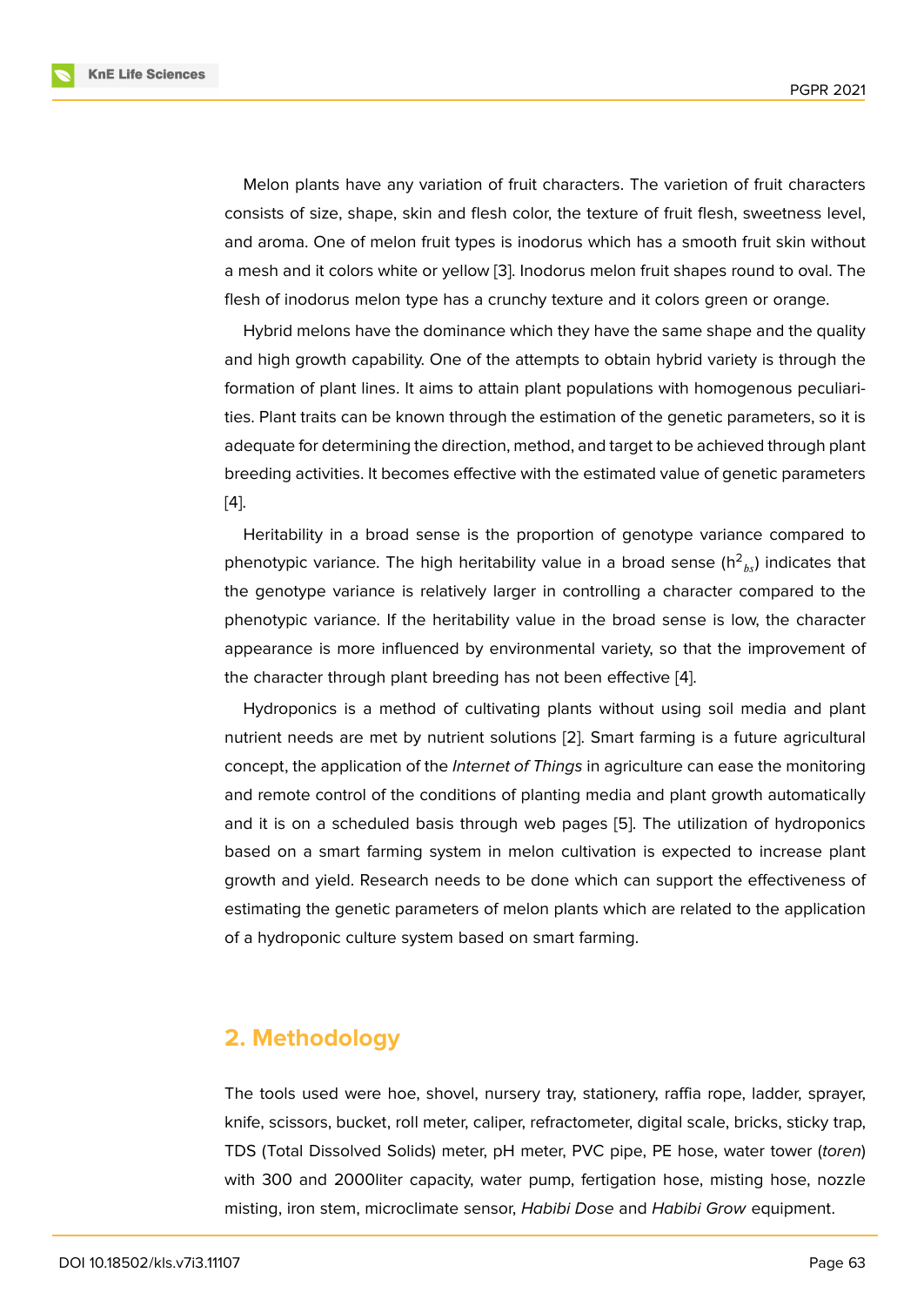Melon plants have any variation of fruit characters. The varietion of fruit characters consists of size, shape, skin and flesh color, the texture of fruit flesh, sweetness level, and aroma. One of melon fruit types is inodorus which has a smooth fruit skin without a mesh and it colors white or yellow [3]. Inodorus melon fruit shapes round to oval. The flesh of inodorus melon type has a crunchy texture and it colors green or orange.

Hybrid melons have the dominance which they have the same shape and the quality and high growth capability. One of the attempts to obtain hybrid variety is through the formation of plant lines. It aims to attain plant populations with homogenous peculiarities. Plant traits can be known through the estimation of the genetic parameters, so it is adequate for determining the direction, method, and target to be achieved through plant breeding activities. It becomes effective with the estimated value of genetic parameters [4].

Heritability in a broad sense is the proportion of genotype variance compared to phenotypic variance. The high heritability value in a broad sense ($h^2_{bs}$) indicates that the genotype variance is relatively larger in controlling a character compared to the phenotypic variance. If the heritability value in the broad sense is low, the character appearance is more influenced by environmental variety, so that the improvement of the character through plant breeding has not been effective [4].

Hydroponics is a method of cultivating plants without using soil media and plant nutrient needs are met by nutrient solutions [2]. Smart farming is a future agricultural concept, the application of the *Internet of Things* in agriculture can ease the monitoring and remote control of the conditions of planting media and plant growth automatically and it is on a scheduled basis through web pages [5]. The utilization of hydroponics based on a smart farming system in melon cultivation is expected to increase plant growth and yield. Research needs to be done which can support the effectiveness of estimating the genetic parameters of melon plants which are related to the application of a hydroponic culture system based on smart farming.

## 2. Methodology

The tools used were hoe, shovel, nursery tray, stationery, raffia rope, ladder, sprayer, knife, scissors, bucket, roll meter, caliper, refractometer, digital scale, bricks, sticky trap, TDS (Total Dissolved Solids) meter, pH meter, PVC pipe, PE hose, water tower (*toren*) with 300 and 2000liter capacity, water pump, fertigation hose, misting hose, nozzle misting, iron stem, microclimate sensor, *Habibi Dose* and *Habibi Grow* equipment.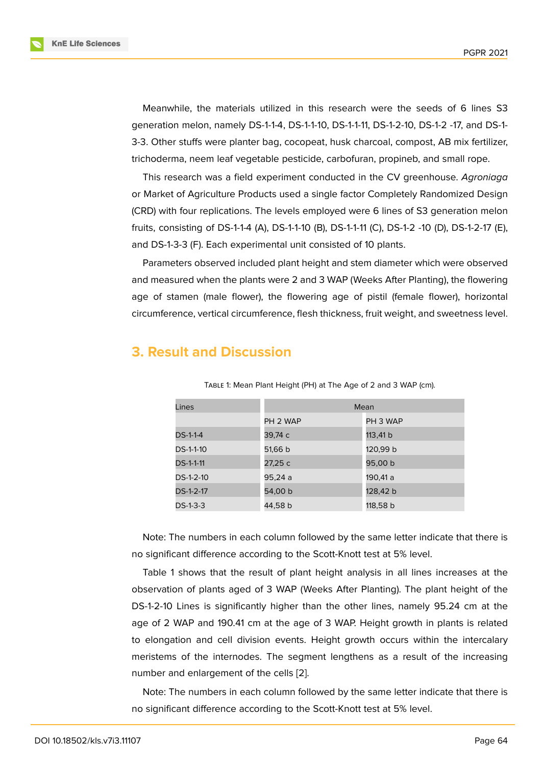Meanwhile, the materials utilized in this research were the seeds of 6 lines S3 generation melon, namely DS-1-1-4, DS-1-1-10, DS-1-1-11, DS-1-2-10, DS-1-2 -17, and DS-1-3-3. Other stuffs were planter bag, cocopeat, husk charcoal, compost, AB mix fertilizer, trichoderma, neem leaf vegetable pesticide, carbofuran, propineb, and small rope.

This research was a field experiment conducted in the CV greenhouse. *Agroniaga* or Market of Agriculture Products used a single factor Completely Randomized Design (CRD) with four replications. The levels employed were 6 lines of S3 generation melon fruits, consisting of DS-1-1-4 (A), DS-1-1-10 (B), DS-1-1-11 (C), DS-1-2 -10 (D), DS-1-2-17 (E), and DS-1-3-3 (F). Each experimental unit consisted of 10 plants.

Parameters observed included plant height and stem diameter which were observed and measured when the plants were 2 and 3 WAP (Weeks After Planting), the flowering age of stamen (male flower), the flowering age of pistil (female flower), horizontal circumference, vertical circumference, flesh thickness, fruit weight, and sweetness level.

## 3. Result and Discussion

Table 1: Mean Plant Height (PH) at The Age of 2 and 3 WAP (cm).

| Lines | Mean | |
|---|---|---|
| | PH 2 WAP | PH 3 WAP |
| DS-1-1-4 | 39,74 c | 113,41 b |
| DS-1-1-10 | 51,66 b | 120,99 b |
| DS-1-1-11 | 27,25 c | 95,00 b |
| DS-1-2-10 | 95,24 a | 190,41 a |
| DS-1-2-17 | 54,00 b | 128,42 b |
| DS-1-3-3 | 44,58 b | 118,58 b |

Note: The numbers in each column followed by the same letter indicate that there is no significant difference according to the Scott-Knott test at 5% level.

Table 1 shows that the result of plant height analysis in all lines increases at the observation of plants aged of 3 WAP (Weeks After Planting). The plant height of the DS-1-2-10 Lines is significantly higher than the other lines, namely 95.24 cm at the age of 2 WAP and 190.41 cm at the age of 3 WAP. Height growth in plants is related to elongation and cell division events. Height growth occurs within the intercalary meristems of the internodes. The segment lengthens as a result of the increasing number and enlargement of the cells [2].

Note: The numbers in each column followed by the same letter indicate that there is no significant difference according to the Scott-Knott test at 5% level.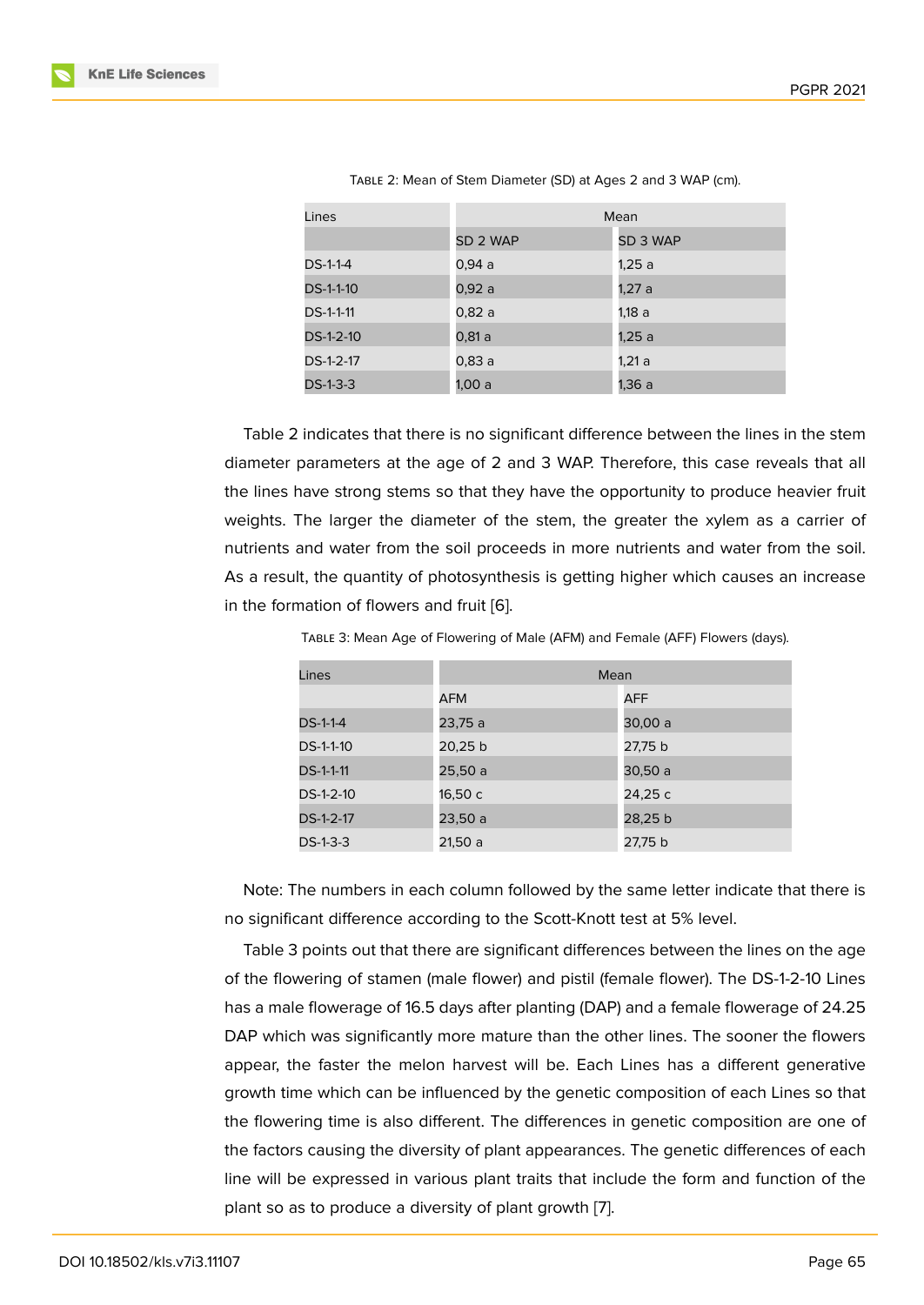Table 2: Mean of Stem Diameter (SD) at Ages 2 and 3 WAP (cm).

| Lines | Mean | |
|---|---|---|
| | SD 2 WAP | SD 3 WAP |
| DS-1-1-4 | 0,94 a | 1,25 a |
| DS-1-1-10 | 0,92 a | 1,27 a |
| DS-1-1-11 | 0,82 a | 1,18 a |
| DS-1-2-10 | 0,81 a | 1,25 a |
| DS-1-2-17 | 0,83 a | 1,21 a |
| DS-1-3-3 | 1,00 a | 1,36 a |

Table 2 indicates that there is no significant difference between the lines in the stem diameter parameters at the age of 2 and 3 WAP. Therefore, this case reveals that all the lines have strong stems so that they have the opportunity to produce heavier fruit weights. The larger the diameter of the stem, the greater the xylem as a carrier of nutrients and water from the soil proceeds in more nutrients and water from the soil. As a result, the quantity of photosynthesis is getting higher which causes an increase in the formation of flowers and fruit [6].

Table 3: Mean Age of Flowering of Male (AFM) and Female (AFF) Flowers (days).

| Lines | Mean | |
|---|---|---|
| | AFM | AFF |
| DS-1-1-4 | 23,75 a | 30,00 a |
| DS-1-1-10 | 20,25 b | 27,75 b |
| DS-1-1-11 | 25,50 a | 30,50 a |
| DS-1-2-10 | 16,50 c | 24,25 c |
| DS-1-2-17 | 23,50 a | 28,25 b |
| DS-1-3-3 | 21,50 a | 27,75 b |

Note: The numbers in each column followed by the same letter indicate that there is no significant difference according to the Scott-Knott test at 5% level.

Table 3 points out that there are significant differences between the lines on the age of the flowering of stamen (male flower) and pistil (female flower). The DS-1-2-10 Lines has a male flowerage of 16.5 days after planting (DAP) and a female flowerage of 24.25 DAP which was significantly more mature than the other lines. The sooner the flowers appear, the faster the melon harvest will be. Each Lines has a different generative growth time which can be influenced by the genetic composition of each Lines so that the flowering time is also different. The differences in genetic composition are one of the factors causing the diversity of plant appearances. The genetic differences of each line will be expressed in various plant traits that include the form and function of the plant so as to produce a diversity of plant growth [7].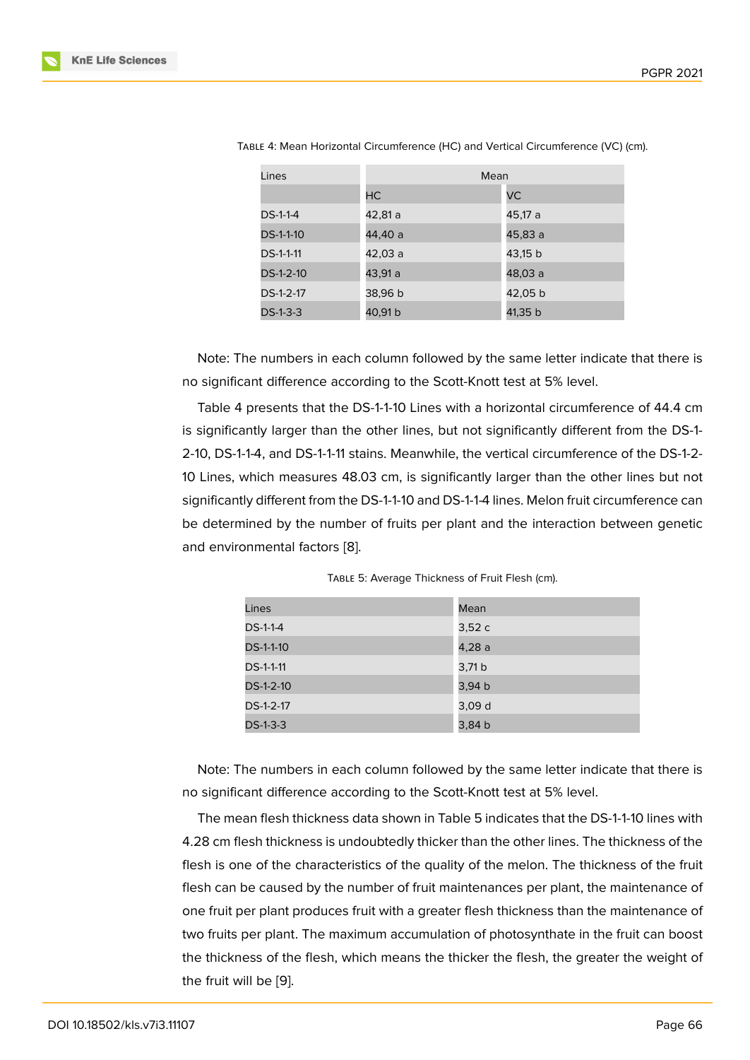Table 4: Mean Horizontal Circumference (HC) and Vertical Circumference (VC) (cm).

| Lines | Mean | |
|---|---|---|
| | HC | VC |
| DS-1-1-4 | 42,81 a | 45,17 a |
| DS-1-1-10 | 44,40 a | 45,83 a |
| DS-1-1-11 | 42,03 a | 43,15 b |
| DS-1-2-10 | 43,91 a | 48,03 a |
| DS-1-2-17 | 38,96 b | 42,05 b |
| DS-1-3-3 | 40,91 b | 41,35 b |

Note: The numbers in each column followed by the same letter indicate that there is no significant difference according to the Scott-Knott test at 5% level.

Table 4 presents that the DS-1-1-10 Lines with a horizontal circumference of 44.4 cm is significantly larger than the other lines, but not significantly different from the DS-1-2-10, DS-1-1-4, and DS-1-1-11 stains. Meanwhile, the vertical circumference of the DS-1-2-10 Lines, which measures 48.03 cm, is significantly larger than the other lines but not significantly different from the DS-1-1-10 and DS-1-1-4 lines. Melon fruit circumference can be determined by the number of fruits per plant and the interaction between genetic and environmental factors [8].

Table 5: Average Thickness of Fruit Flesh (cm).

| Lines | Mean |
|---|---|
| DS-1-1-4 | 3,52 c |
| DS-1-1-10 | 4,28 a |
| DS-1-1-11 | 3,71 b |
| DS-1-2-10 | 3,94 b |
| DS-1-2-17 | 3,09 d |
| DS-1-3-3 | 3,84 b |

Note: The numbers in each column followed by the same letter indicate that there is no significant difference according to the Scott-Knott test at 5% level.

The mean flesh thickness data shown in Table 5 indicates that the DS-1-1-10 lines with 4.28 cm flesh thickness is undoubtedly thicker than the other lines. The thickness of the flesh is one of the characteristics of the quality of the melon. The thickness of the fruit flesh can be caused by the number of fruit maintenances per plant, the maintenance of one fruit per plant produces fruit with a greater flesh thickness than the maintenance of two fruits per plant. The maximum accumulation of photosynthate in the fruit can boost the thickness of the flesh, which means the thicker the flesh, the greater the weight of the fruit will be [9].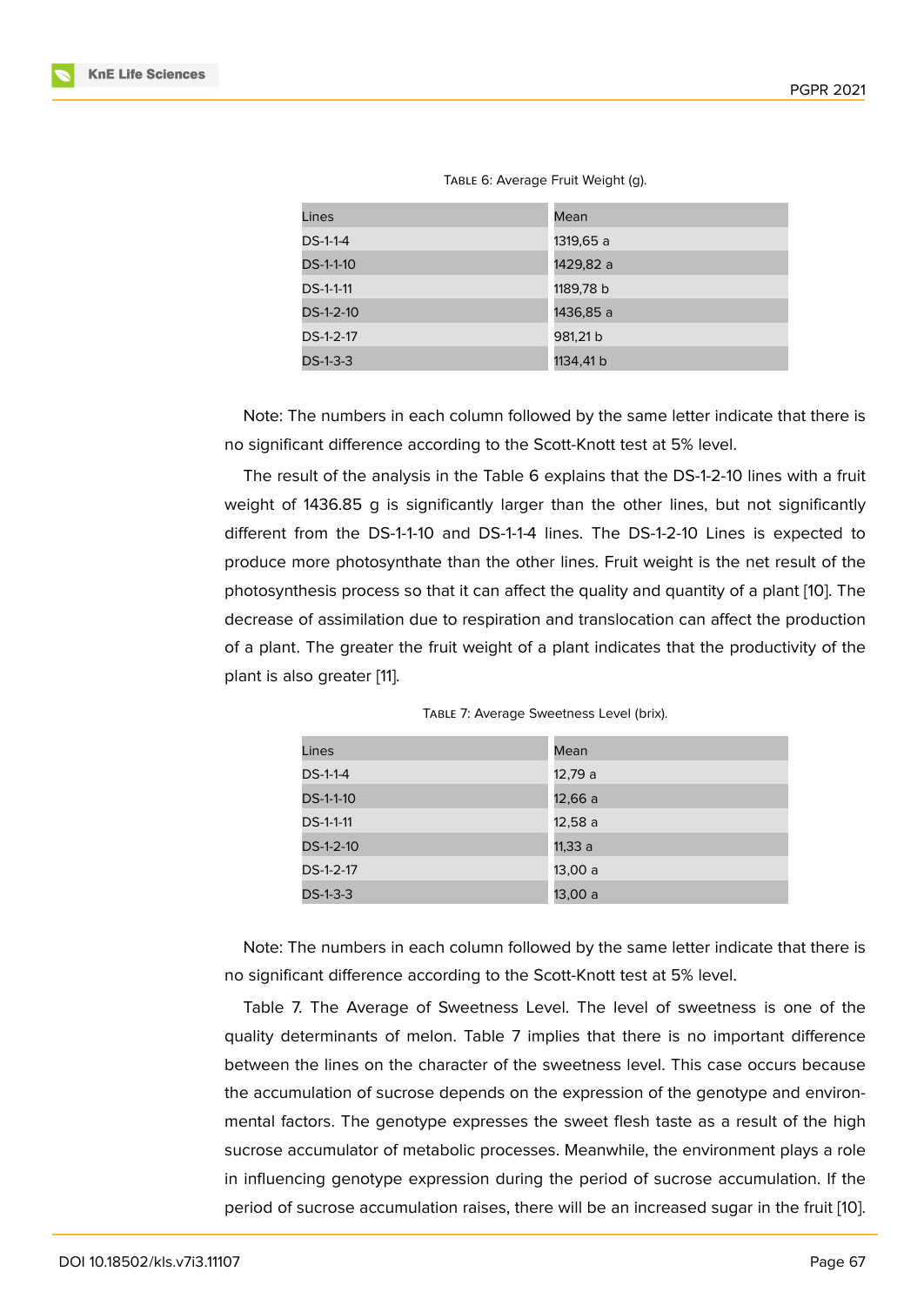Table 6: Average Fruit Weight (g).

| Lines | Mean |
|---|---|
| DS-1-1-4 | 1319,65 a |
| DS-1-1-10 | 1429,82 a |
| DS-1-1-11 | 1189,78 b |
| DS-1-2-10 | 1436,85 a |
| DS-1-2-17 | 981,21 b |
| DS-1-3-3 | 1134,41 b |

Note: The numbers in each column followed by the same letter indicate that there is no significant difference according to the Scott-Knott test at 5% level.

The result of the analysis in the Table 6 explains that the DS-1-2-10 lines with a fruit weight of 1436.85 g is significantly larger than the other lines, but not significantly different from the DS-1-1-10 and DS-1-1-4 lines. The DS-1-2-10 Lines is expected to produce more photosynthate than the other lines. Fruit weight is the net result of the photosynthesis process so that it can affect the quality and quantity of a plant [10]. The decrease of assimilation due to respiration and translocation can affect the production of a plant. The greater the fruit weight of a plant indicates that the productivity of the plant is also greater [11].

Table 7: Average Sweetness Level (brix).

| Lines | Mean |
|---|---|
| DS-1-1-4 | 12,79 a |
| DS-1-1-10 | 12,66 a |
| DS-1-1-11 | 12,58 a |
| DS-1-2-10 | 11,33 a |
| DS-1-2-17 | 13,00 a |
| DS-1-3-3 | 13,00 a |

Note: The numbers in each column followed by the same letter indicate that there is no significant difference according to the Scott-Knott test at 5% level.

Table 7. The Average of Sweetness Level. The level of sweetness is one of the quality determinants of melon. Table 7 implies that there is no important difference between the lines on the character of the sweetness level. This case occurs because the accumulation of sucrose depends on the expression of the genotype and environmental factors. The genotype expresses the sweet flesh taste as a result of the high sucrose accumulator of metabolic processes. Meanwhile, the environment plays a role in influencing genotype expression during the period of sucrose accumulation. If the period of sucrose accumulation raises, there will be an increased sugar in the fruit [10].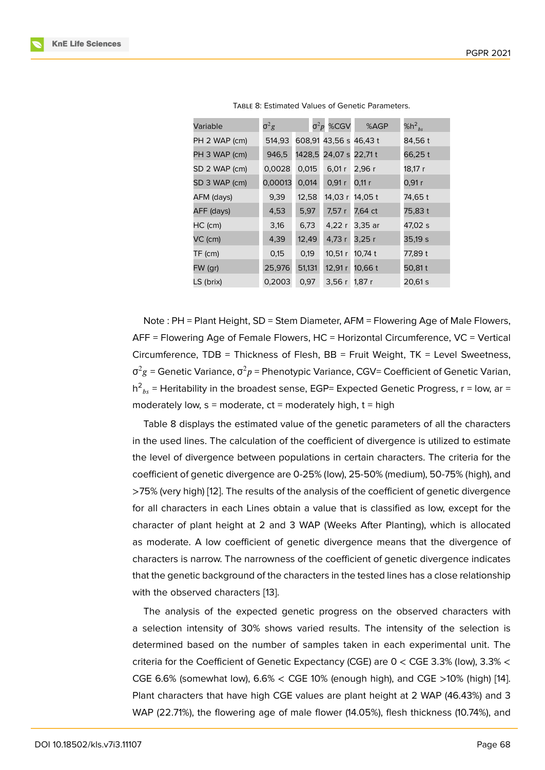Table 8: Estimated Values of Genetic Parameters.

| Variable | $\sigma^2 g$ | $\sigma^2 p$ | %CGV | %AGP | %$h^2_{bs}$ |
|---|---|---|---|---|---|
| PH 2 WAP (cm) | 514,93 | 608,91 | 43,56 s | 46,43 t | 84,56 t |
| PH 3 WAP (cm) | 946,5 | 1428,5 | 24,07 s | 22,71 t | 66,25 t |
| SD 2 WAP (cm) | 0,0028 | 0,015 | 6,01 r | 2,96 r | 18,17 r |
| SD 3 WAP (cm) | 0,00013 | 0,014 | 0,91 r | 0,11 r | 0,91 r |
| AFM (days) | 9,39 | 12,58 | 14,03 r | 14,05 t | 74,65 t |
| AFF (days) | 4,53 | 5,97 | 7,57 r | 7,64 ct | 75,83 t |
| HC (cm) | 3,16 | 6,73 | 4,22 r | 3,35 ar | 47,02 s |
| VC (cm) | 4,39 | 12,49 | 4,73 r | 3,25 r | 35,19 s |
| TF (cm) | 0,15 | 0,19 | 10,51 r | 10,74 t | 77,89 t |
| FW (gr) | 25,976 | 51,131 | 12,91 r | 10,66 t | 50,81 t |
| LS (brix) | 0,2003 | 0,97 | 3,56 r | 1,87 r | 20,61 s |

Note : PH = Plant Height, SD = Stem Diameter, AFM = Flowering Age of Male Flowers, AFF = Flowering Age of Female Flowers, HC = Horizontal Circumference, VC = Vertical Circumference, TDB = Thickness of Flesh, BB = Fruit Weight, TK = Level Sweetness, $\sigma^2 g$ = Genetic Variance, $\sigma^2 p$ = Phenotypic Variance, CGV= Coefficient of Genetic Varian, $h^2_{bs}$ = Heritability in the broadest sense, EGP= Expected Genetic Progress, r = low, ar = moderately low, s = moderate, ct = moderately high, t = high

Table 8 displays the estimated value of the genetic parameters of all the characters in the used lines. The calculation of the coefficient of divergence is utilized to estimate the level of divergence between populations in certain characters. The criteria for the coefficient of genetic divergence are 0-25% (low), 25-50% (medium), 50-75% (high), and >75% (very high) [12]. The results of the analysis of the coefficient of genetic divergence for all characters in each Lines obtain a value that is classified as low, except for the character of plant height at 2 and 3 WAP (Weeks After Planting), which is allocated as moderate. A low coefficient of genetic divergence means that the divergence of characters is narrow. The narrowness of the coefficient of genetic divergence indicates that the genetic background of the characters in the tested lines has a close relationship with the observed characters [13].

The analysis of the expected genetic progress on the observed characters with a selection intensity of 30% shows varied results. The intensity of the selection is determined based on the number of samples taken in each experimental unit. The criteria for the Coefficient of Genetic Expectancy (CGE) are 0 < CGE 3.3% (low), 3.3% < CGE 6.6% (somewhat low), 6.6% < CGE 10% (enough high), and CGE >10% (high) [14]. Plant characters that have high CGE values are plant height at 2 WAP (46.43%) and 3 WAP (22.71%), the flowering age of male flower (14.05%), flesh thickness (10.74%), and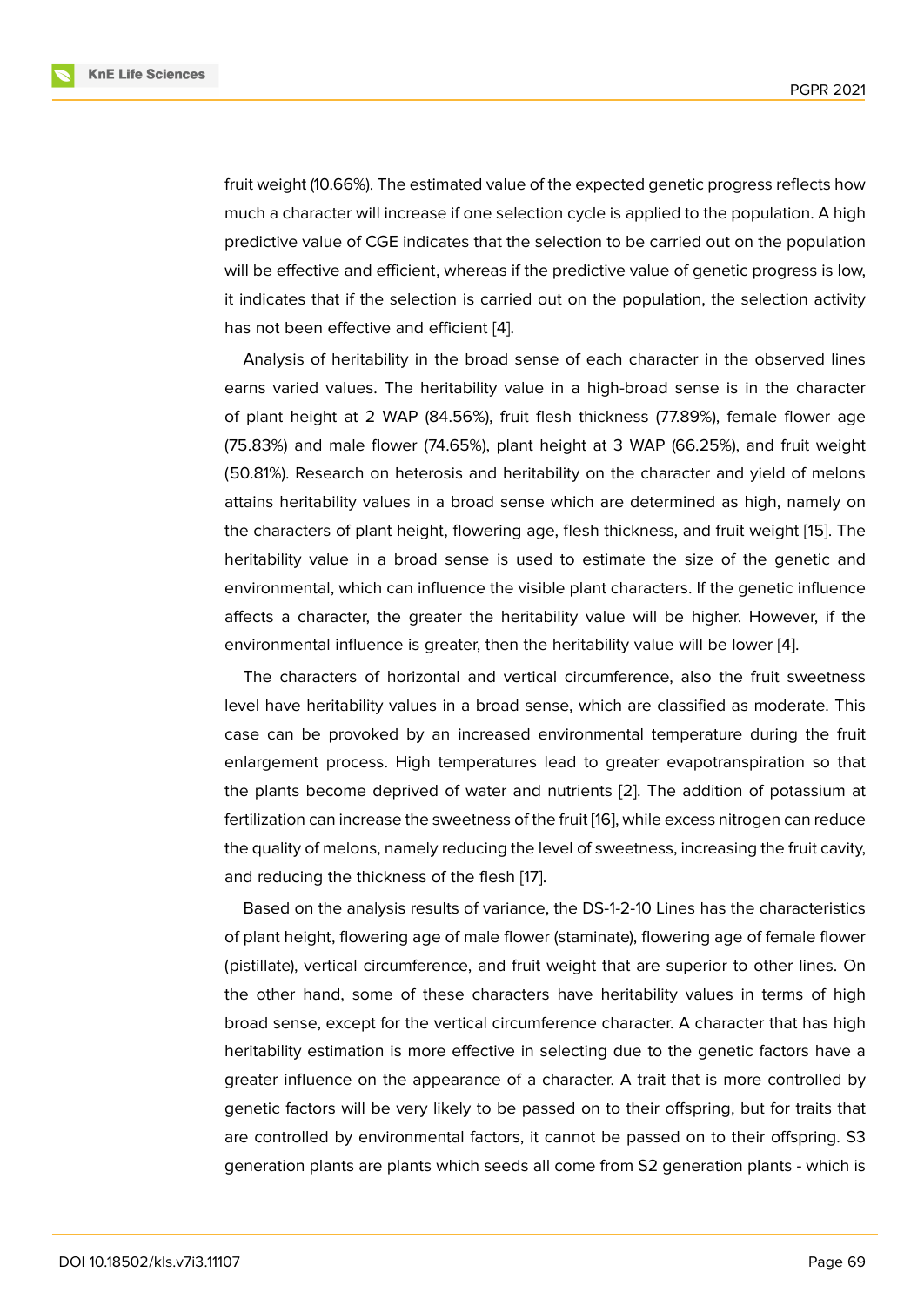fruit weight (10.66%). The estimated value of the expected genetic progress reflects how much a character will increase if one selection cycle is applied to the population. A high predictive value of CGE indicates that the selection to be carried out on the population will be effective and efficient, whereas if the predictive value of genetic progress is low, it indicates that if the selection is carried out on the population, the selection activity has not been effective and efficient [4].

Analysis of heritability in the broad sense of each character in the observed lines earns varied values. The heritability value in a high-broad sense is in the character of plant height at 2 WAP (84.56%), fruit flesh thickness (77.89%), female flower age (75.83%) and male flower (74.65%), plant height at 3 WAP (66.25%), and fruit weight (50.81%). Research on heterosis and heritability on the character and yield of melons attains heritability values in a broad sense which are determined as high, namely on the characters of plant height, flowering age, flesh thickness, and fruit weight [15]. The heritability value in a broad sense is used to estimate the size of the genetic and environmental, which can influence the visible plant characters. If the genetic influence affects a character, the greater the heritability value will be higher. However, if the environmental influence is greater, then the heritability value will be lower [4].

The characters of horizontal and vertical circumference, also the fruit sweetness level have heritability values in a broad sense, which are classified as moderate. This case can be provoked by an increased environmental temperature during the fruit enlargement process. High temperatures lead to greater evapotranspiration so that the plants become deprived of water and nutrients [2]. The addition of potassium at fertilization can increase the sweetness of the fruit [16], while excess nitrogen can reduce the quality of melons, namely reducing the level of sweetness, increasing the fruit cavity, and reducing the thickness of the flesh [17].

Based on the analysis results of variance, the DS-1-2-10 Lines has the characteristics of plant height, flowering age of male flower (staminate), flowering age of female flower (pistillate), vertical circumference, and fruit weight that are superior to other lines. On the other hand, some of these characters have heritability values in terms of high broad sense, except for the vertical circumference character. A character that has high heritability estimation is more effective in selecting due to the genetic factors have a greater influence on the appearance of a character. A trait that is more controlled by genetic factors will be very likely to be passed on to their offspring, but for traits that are controlled by environmental factors, it cannot be passed on to their offspring. S3 generation plants are plants which seeds all come from S2 generation plants - which is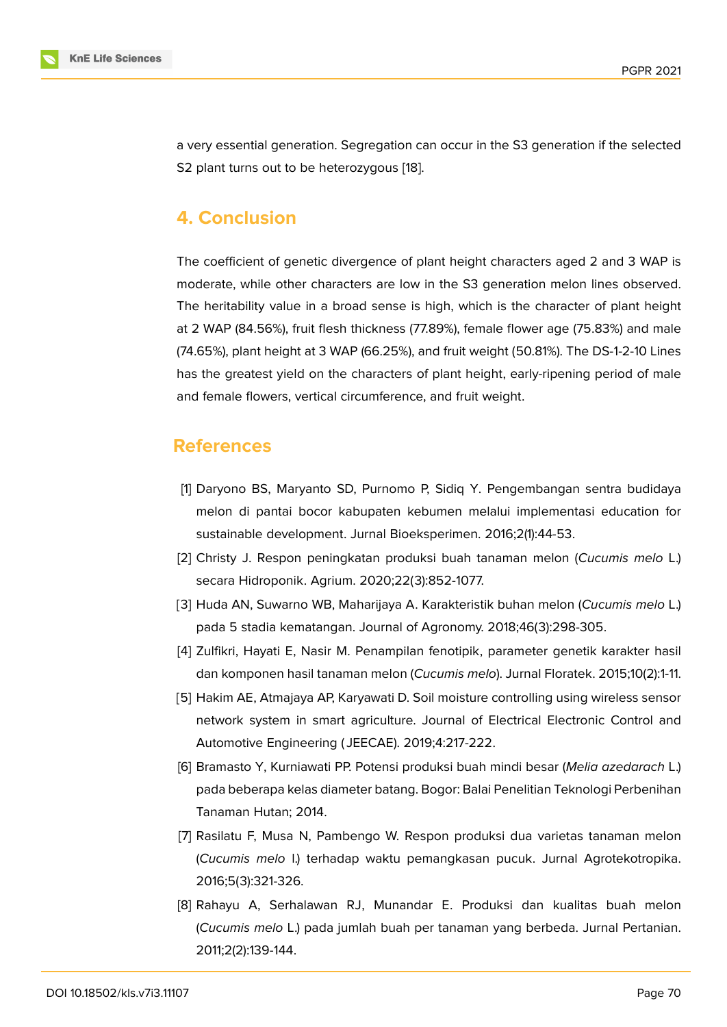a very essential generation. Segregation can occur in the S3 generation if the selected S2 plant turns out to be heterozygous [18].

## 4. Conclusion

The coefficient of genetic divergence of plant height characters aged 2 and 3 WAP is moderate, while other characters are low in the S3 generation melon lines observed. The heritability value in a broad sense is high, which is the character of plant height at 2 WAP (84.56%), fruit flesh thickness (77.89%), female flower age (75.83%) and male (74.65%), plant height at 3 WAP (66.25%), and fruit weight (50.81%). The DS-1-2-10 Lines has the greatest yield on the characters of plant height, early-ripening period of male and female flowers, vertical circumference, and fruit weight.

## References

[1] Daryono BS, Maryanto SD, Purnomo P, Sidiq Y. Pengembangan sentra budidaya melon di pantai bocor kabupaten kebumen melalui implementasi education for sustainable development. Jurnal Bioeksperimen. 2016;2(1):44-53.

[2] Christy J. Respon peningkatan produksi buah tanaman melon (*Cucumis melo* L.) secara Hidroponik. Agrium. 2020;22(3):852-1077.

[3] Huda AN, Suwarno WB, Maharijaya A. Karakteristik buhan melon (*Cucumis melo* L.) pada 5 stadia kematangan. Journal of Agronomy. 2018;46(3):298-305.

[4] Zulfikri, Hayati E, Nasir M. Penampilan fenotipik, parameter genetik karakter hasil dan komponen hasil tanaman melon (*Cucumis melo*). Jurnal Floratek. 2015;10(2):1-11.

[5] Hakim AE, Atmajaya AP, Karyawati D. Soil moisture controlling using wireless sensor network system in smart agriculture. Journal of Electrical Electronic Control and Automotive Engineering (JEECAE). 2019;4:217-222.

[6] Bramasto Y, Kurniawati PP. Potensi produksi buah mindi besar (*Melia azedarach* L.) pada beberapa kelas diameter batang. Bogor: Balai Penelitian Teknologi Perbenihan Tanaman Hutan; 2014.

[7] Rasilatu F, Musa N, Pambengo W. Respon produksi dua varietas tanaman melon (*Cucumis melo* l.) terhadap waktu pemangkasan pucuk. Jurnal Agrotekotropika. 2016;5(3):321-326.

[8] Rahayu A, Serhalawan RJ, Munandar E. Produksi dan kualitas buah melon (*Cucumis melo* L.) pada jumlah buah per tanaman yang berbeda. Jurnal Pertanian. 2011;2(2):139-144.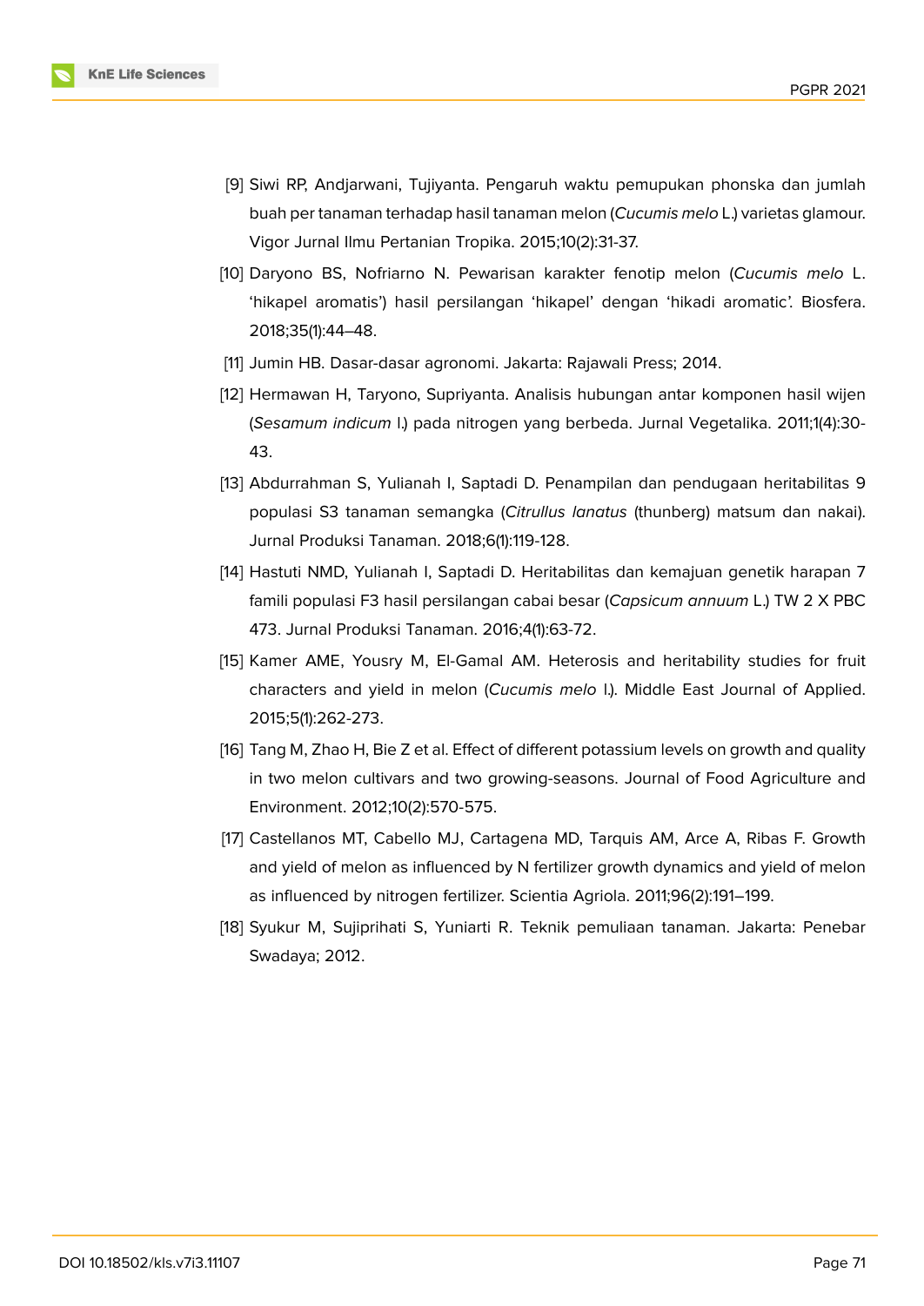[9] Siwi RP, Andjarwani, Tujiyanta. Pengaruh waktu pemupukan phonska dan jumlah buah per tanaman terhadap hasil tanaman melon (*Cucumis melo* L.) varietas glamour. Vigor Jurnal Ilmu Pertanian Tropika. 2015;10(2):31-37.

[10] Daryono BS, Nofriarno N. Pewarisan karakter fenotip melon (*Cucumis melo* L. 'hikapel aromatis') hasil persilangan 'hikapel' dengan 'hikadi aromatic'. Biosfera. 2018;35(1):44–48.

[11] Jumin HB. Dasar-dasar agronomi. Jakarta: Rajawali Press; 2014.

[12] Hermawan H, Taryono, Supriyanta. Analisis hubungan antar komponen hasil wijen (*Sesamum indicum* l.) pada nitrogen yang berbeda. Jurnal Vegetalika. 2011;1(4):30-43.

[13] Abdurrahman S, Yulianah I, Saptadi D. Penampilan dan pendugaan heritabilitas 9 populasi S3 tanaman semangka (*Citrullus lanatus* (thunberg) matsum dan nakai). Jurnal Produksi Tanaman. 2018;6(1):119-128.

[14] Hastuti NMD, Yulianah I, Saptadi D. Heritabilitas dan kemajuan genetik harapan 7 famili populasi F3 hasil persilangan cabai besar (*Capsicum annuum* L.) TW 2 X PBC 473. Jurnal Produksi Tanaman. 2016;4(1):63-72.

[15] Kamer AME, Yousry M, El-Gamal AM. Heterosis and heritability studies for fruit characters and yield in melon (*Cucumis melo* l.). Middle East Journal of Applied. 2015;5(1):262-273.

[16] Tang M, Zhao H, Bie Z et al. Effect of different potassium levels on growth and quality in two melon cultivars and two growing-seasons. Journal of Food Agriculture and Environment. 2012;10(2):570-575.

[17] Castellanos MT, Cabello MJ, Cartagena MD, Tarquis AM, Arce A, Ribas F. Growth and yield of melon as influenced by N fertilizer growth dynamics and yield of melon as influenced by nitrogen fertilizer. Scientia Agriola. 2011;96(2):191–199.

[18] Syukur M, Sujiprihati S, Yuniarti R. Teknik pemuliaan tanaman. Jakarta: Penebar Swadaya; 2012.